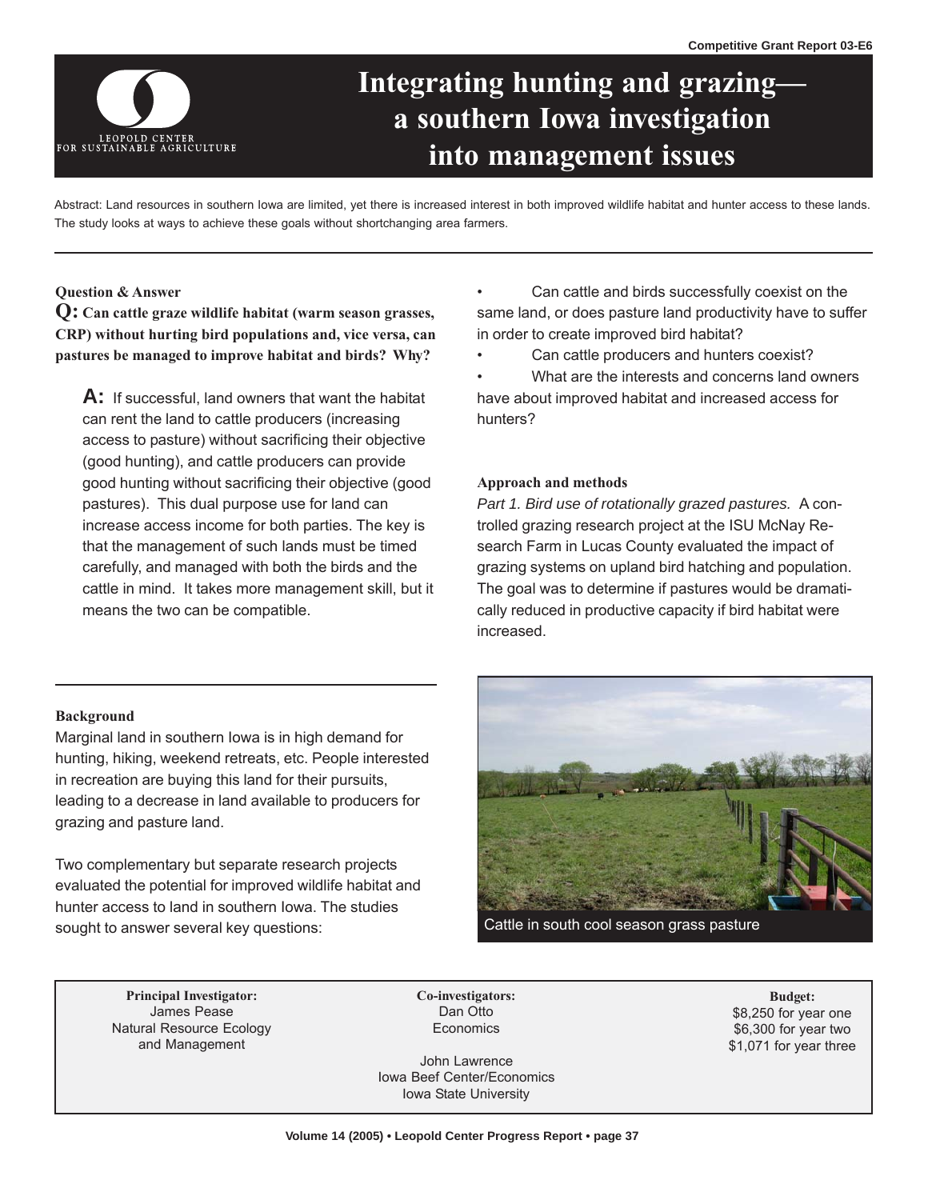Competitive Grant Report 03-E6

LEOPOLD CENTER FOR SUSTAINABLE AGRICULTURE

# Integrating hunting and grazing—a southern Iowa investigation into management issues

Abstract: Land resources in southern Iowa are limited, yet there is increased interest in both improved wildlife habitat and hunter access to these lands. The study looks at ways to achieve these goals without shortchanging area farmers.

### Question & Answer

**Q: Can cattle graze wildlife habitat (warm season grasses, CRP) without hurting bird populations and, vice versa, can pastures be managed to improve habitat and birds? Why?**

**A:** If successful, land owners that want the habitat can rent the land to cattle producers (increasing access to pasture) without sacrificing their objective (good hunting), and cattle producers can provide good hunting without sacrificing their objective (good pastures). This dual purpose use for land can increase access income for both parties. The key is that the management of such lands must be timed carefully, and managed with both the birds and the cattle in mind. It takes more management skill, but it means the two can be compatible.

### Background

Marginal land in southern Iowa is in high demand for hunting, hiking, weekend retreats, etc. People interested in recreation are buying this land for their pursuits, leading to a decrease in land available to producers for grazing and pasture land.

Two complementary but separate research projects evaluated the potential for improved wildlife habitat and hunter access to land in southern Iowa. The studies sought to answer several key questions:

- Can cattle and birds successfully coexist on the same land, or does pasture land productivity have to suffer in order to create improved bird habitat?
- Can cattle producers and hunters coexist?
- What are the interests and concerns land owners have about improved habitat and increased access for hunters?

### Approach and methods

*Part 1. Bird use of rotationally grazed pastures.* A controlled grazing research project at the ISU McNay Research Farm in Lucas County evaluated the impact of grazing systems on upland bird hatching and population. The goal was to determine if pastures would be dramatically reduced in productive capacity if bird habitat were increased.

Cattle in south cool season grass pasture

**Principal Investigator:**
James Pease
Natural Resource Ecology and Management

**Co-investigators:**
Dan Otto
Economics

John Lawrence
Iowa Beef Center/Economics
Iowa State University

**Budget:**
$8,250 for year one
$6,300 for year two
$1,071 for year three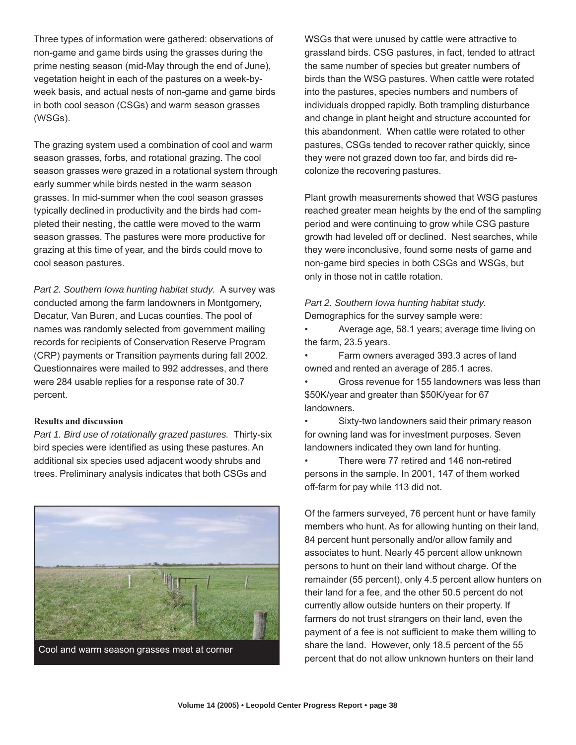Three types of information were gathered: observations of non-game and game birds using the grasses during the prime nesting season (mid-May through the end of June), vegetation height in each of the pastures on a week-by-week basis, and actual nests of non-game and game birds in both cool season (CSGs) and warm season grasses (WSGs).

The grazing system used a combination of cool and warm season grasses, forbs, and rotational grazing. The cool season grasses were grazed in a rotational system through early summer while birds nested in the warm season grasses. In mid-summer when the cool season grasses typically declined in productivity and the birds had completed their nesting, the cattle were moved to the warm season grasses. The pastures were more productive for grazing at this time of year, and the birds could move to cool season pastures.

*Part 2. Southern Iowa hunting habitat study.* A survey was conducted among the farm landowners in Montgomery, Decatur, Van Buren, and Lucas counties. The pool of names was randomly selected from government mailing records for recipients of Conservation Reserve Program (CRP) payments or Transition payments during fall 2002. Questionnaires were mailed to 992 addresses, and there were 284 usable replies for a response rate of 30.7 percent.

**Results and discussion**

*Part 1. Bird use of rotationally grazed pastures.* Thirty-six bird species were identified as using these pastures. An additional six species used adjacent woody shrubs and trees. Preliminary analysis indicates that both CSGs and WSGs that were unused by cattle were attractive to grassland birds. CSG pastures, in fact, tended to attract the same number of species but greater numbers of birds than the WSG pastures. When cattle were rotated into the pastures, species numbers and numbers of individuals dropped rapidly. Both trampling disturbance and change in plant height and structure accounted for this abandonment. When cattle were rotated to other pastures, CSGs tended to recover rather quickly, since they were not grazed down too far, and birds did re-colonize the recovering pastures.

Cool and warm season grasses meet at corner

Plant growth measurements showed that WSG pastures reached greater mean heights by the end of the sampling period and were continuing to grow while CSG pasture growth had leveled off or declined. Nest searches, while they were inconclusive, found some nests of game and non-game bird species in both CSGs and WSGs, but only in those not in cattle rotation.

*Part 2. Southern Iowa hunting habitat study.* Demographics for the survey sample were:

- Average age, 58.1 years; average time living on the farm, 23.5 years.
- Farm owners averaged 393.3 acres of land owned and rented an average of 285.1 acres.
- Gross revenue for 155 landowners was less than \$50K/year and greater than \$50K/year for 67 landowners.
- Sixty-two landowners said their primary reason for owning land was for investment purposes. Seven landowners indicated they own land for hunting.
- There were 77 retired and 146 non-retired persons in the sample. In 2001, 147 of them worked off-farm for pay while 113 did not.

Of the farmers surveyed, 76 percent hunt or have family members who hunt. As for allowing hunting on their land, 84 percent hunt personally and/or allow family and associates to hunt. Nearly 45 percent allow unknown persons to hunt on their land without charge. Of the remainder (55 percent), only 4.5 percent allow hunters on their land for a fee, and the other 50.5 percent do not currently allow outside hunters on their property. If farmers do not trust strangers on their land, even the payment of a fee is not sufficient to make them willing to share the land. However, only 18.5 percent of the 55 percent that do not allow unknown hunters on their land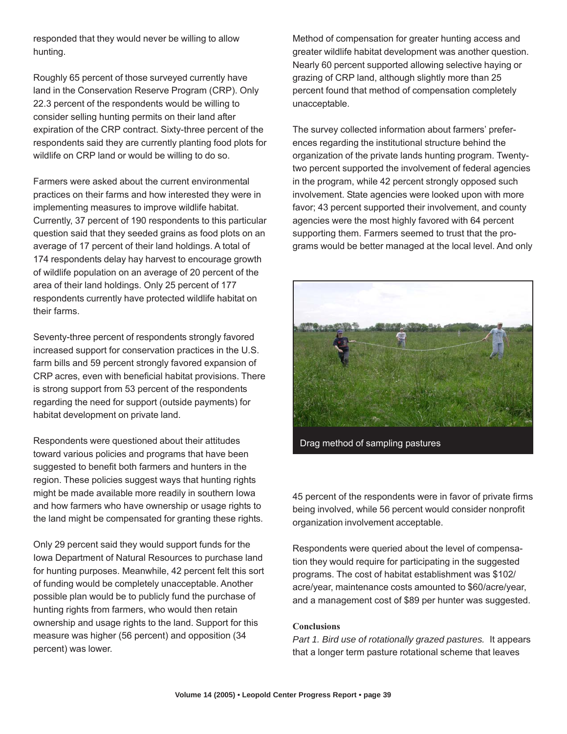responded that they would never be willing to allow hunting.

Roughly 65 percent of those surveyed currently have land in the Conservation Reserve Program (CRP). Only 22.3 percent of the respondents would be willing to consider selling hunting permits on their land after expiration of the CRP contract. Sixty-three percent of the respondents said they are currently planting food plots for wildlife on CRP land or would be willing to do so.

Farmers were asked about the current environmental practices on their farms and how interested they were in implementing measures to improve wildlife habitat. Currently, 37 percent of 190 respondents to this particular question said that they seeded grains as food plots on an average of 17 percent of their land holdings. A total of 174 respondents delay hay harvest to encourage growth of wildlife population on an average of 20 percent of the area of their land holdings. Only 25 percent of 177 respondents currently have protected wildlife habitat on their farms.

Seventy-three percent of respondents strongly favored increased support for conservation practices in the U.S. farm bills and 59 percent strongly favored expansion of CRP acres, even with beneficial habitat provisions. There is strong support from 53 percent of the respondents regarding the need for support (outside payments) for habitat development on private land.

Respondents were questioned about their attitudes toward various policies and programs that have been suggested to benefit both farmers and hunters in the region. These policies suggest ways that hunting rights might be made available more readily in southern Iowa and how farmers who have ownership or usage rights to the land might be compensated for granting these rights.

Only 29 percent said they would support funds for the Iowa Department of Natural Resources to purchase land for hunting purposes. Meanwhile, 42 percent felt this sort of funding would be completely unacceptable. Another possible plan would be to publicly fund the purchase of hunting rights from farmers, who would then retain ownership and usage rights to the land. Support for this measure was higher (56 percent) and opposition (34 percent) was lower.

Method of compensation for greater hunting access and greater wildlife habitat development was another question. Nearly 60 percent supported allowing selective haying or grazing of CRP land, although slightly more than 25 percent found that method of compensation completely unacceptable.

The survey collected information about farmers' preferences regarding the institutional structure behind the organization of the private lands hunting program. Twenty-two percent supported the involvement of federal agencies in the program, while 42 percent strongly opposed such involvement. State agencies were looked upon with more favor; 43 percent supported their involvement, and county agencies were the most highly favored with 64 percent supporting them. Farmers seemed to trust that the programs would be better managed at the local level. And only 45 percent of the respondents were in favor of private firms being involved, while 56 percent would consider nonprofit organization involvement acceptable.

Drag method of sampling pastures

Respondents were queried about the level of compensation they would require for participating in the suggested programs. The cost of habitat establishment was \$102/acre/year, maintenance costs amounted to \$60/acre/year, and a management cost of \$89 per hunter was suggested.

**Conclusions**

*Part 1. Bird use of rotationally grazed pastures.* It appears that a longer term pasture rotational scheme that leaves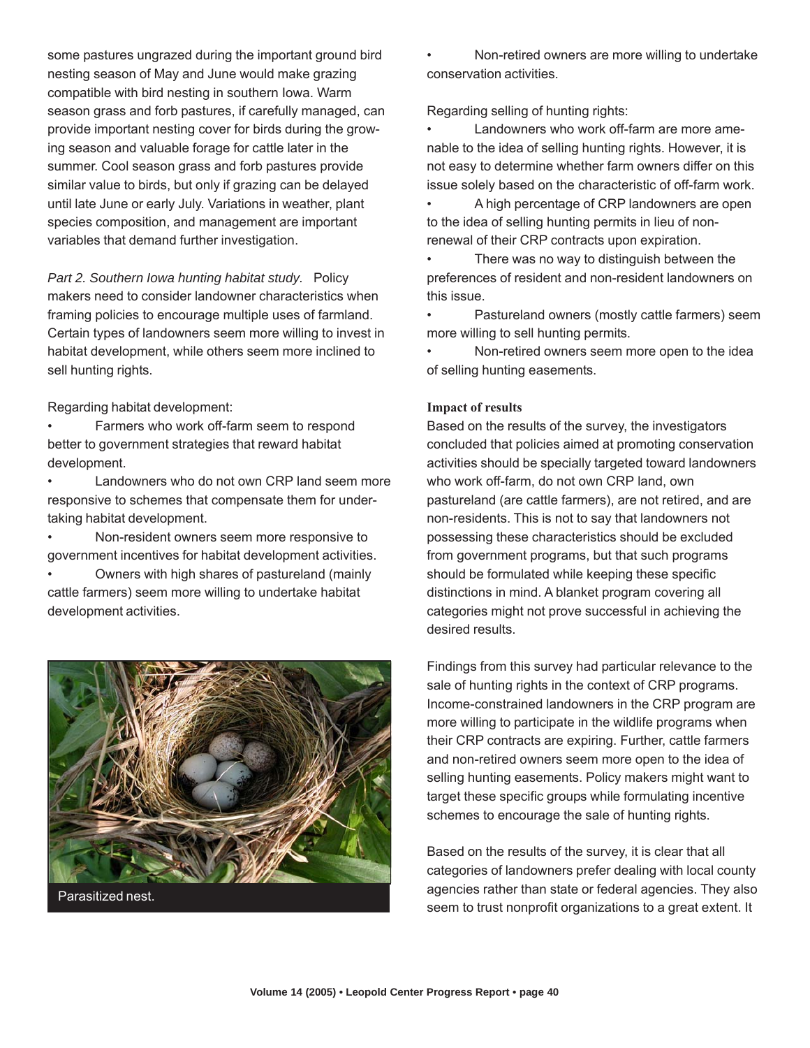some pastures ungrazed during the important ground bird nesting season of May and June would make grazing compatible with bird nesting in southern Iowa. Warm season grass and forb pastures, if carefully managed, can provide important nesting cover for birds during the growing season and valuable forage for cattle later in the summer. Cool season grass and forb pastures provide similar value to birds, but only if grazing can be delayed until late June or early July. Variations in weather, plant species composition, and management are important variables that demand further investigation.

*Part 2. Southern Iowa hunting habitat study.* Policy makers need to consider landowner characteristics when framing policies to encourage multiple uses of farmland. Certain types of landowners seem more willing to invest in habitat development, while others seem more inclined to sell hunting rights.

Regarding habitat development:

- Farmers who work off-farm seem to respond better to government strategies that reward habitat development.
- Landowners who do not own CRP land seem more responsive to schemes that compensate them for undertaking habitat development.
- Non-resident owners seem more responsive to government incentives for habitat development activities.
- Owners with high shares of pastureland (mainly cattle farmers) seem more willing to undertake habitat development activities.

Parasitized nest.

- Non-retired owners are more willing to undertake conservation activities.

Regarding selling of hunting rights:

- Landowners who work off-farm are more amenable to the idea of selling hunting rights. However, it is not easy to determine whether farm owners differ on this issue solely based on the characteristic of off-farm work.
- A high percentage of CRP landowners are open to the idea of selling hunting permits in lieu of non-renewal of their CRP contracts upon expiration.
- There was no way to distinguish between the preferences of resident and non-resident landowners on this issue.
- Pastureland owners (mostly cattle farmers) seem more willing to sell hunting permits.
- Non-retired owners seem more open to the idea of selling hunting easements.

**Impact of results**

Based on the results of the survey, the investigators concluded that policies aimed at promoting conservation activities should be specially targeted toward landowners who work off-farm, do not own CRP land, own pastureland (are cattle farmers), are not retired, and are non-residents. This is not to say that landowners not possessing these characteristics should be excluded from government programs, but that such programs should be formulated while keeping these specific distinctions in mind. A blanket program covering all categories might not prove successful in achieving the desired results.

Findings from this survey had particular relevance to the sale of hunting rights in the context of CRP programs. Income-constrained landowners in the CRP program are more willing to participate in the wildlife programs when their CRP contracts are expiring. Further, cattle farmers and non-retired owners seem more open to the idea of selling hunting easements. Policy makers might want to target these specific groups while formulating incentive schemes to encourage the sale of hunting rights.

Based on the results of the survey, it is clear that all categories of landowners prefer dealing with local county agencies rather than state or federal agencies. They also seem to trust nonprofit organizations to a great extent. It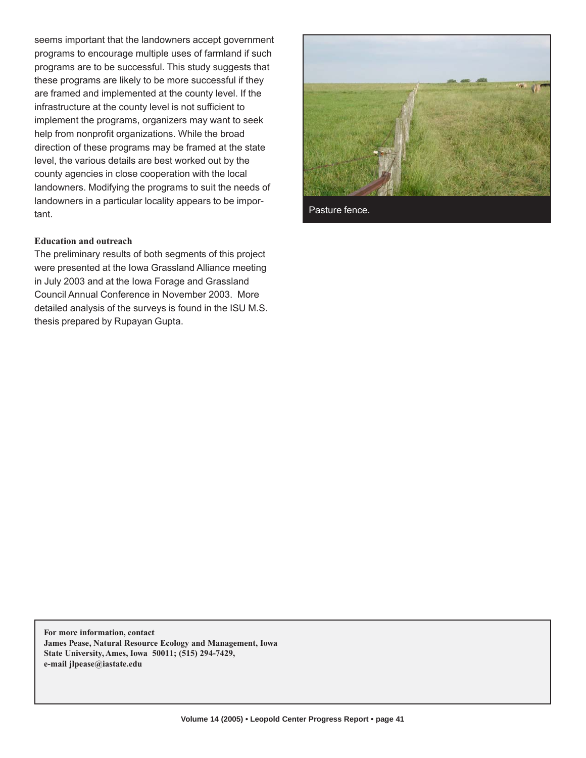seems important that the landowners accept government programs to encourage multiple uses of farmland if such programs are to be successful. This study suggests that these programs are likely to be more successful if they are framed and implemented at the county level. If the infrastructure at the county level is not sufficient to implement the programs, organizers may want to seek help from nonprofit organizations. While the broad direction of these programs may be framed at the state level, the various details are best worked out by the county agencies in close cooperation with the local landowners. Modifying the programs to suit the needs of landowners in a particular locality appears to be important.

Pasture fence.

**Education and outreach**

The preliminary results of both segments of this project were presented at the Iowa Grassland Alliance meeting in July 2003 and at the Iowa Forage and Grassland Council Annual Conference in November 2003. More detailed analysis of the surveys is found in the ISU M.S. thesis prepared by Rupayan Gupta.

**For more information, contact**
**James Pease, Natural Resource Ecology and Management, Iowa State University, Ames, Iowa 50011; (515) 294-7429, e-mail jlpease@iastate.edu**